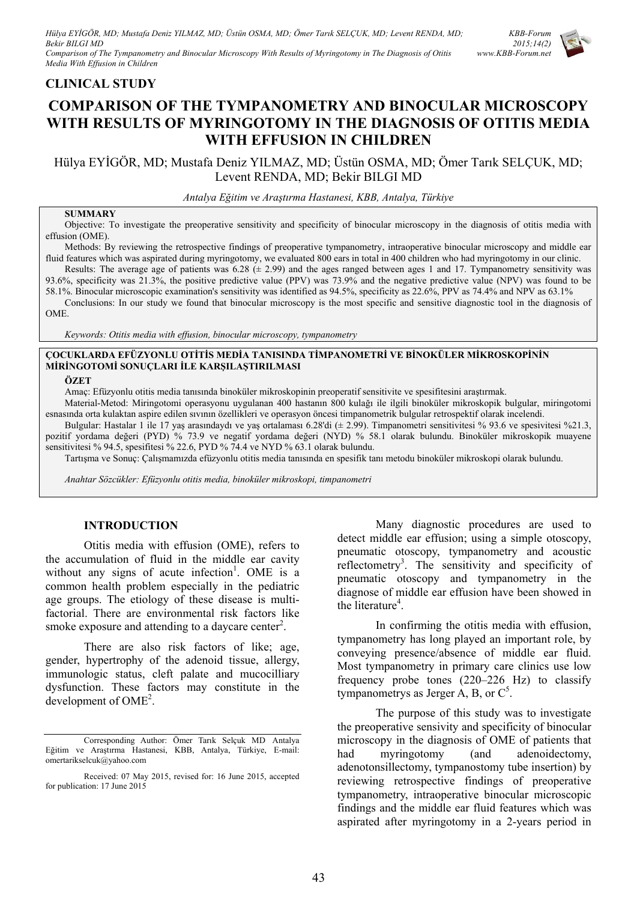**CLINICAL STUDY**

# COMPARISON OF THE TYMPANOMETRY AND BINOCULAR MICROSCOPY WITH RESULTS OF MYRINGOTOMY IN THE DIAGNOSIS OF OTITIS MEDIA WITH EFFUSION IN CHILDREN

Hülya EYİGÖR, MD; Mustafa Deniz YILMAZ, MD; Üstün OSMA, MD; Ömer Tarık SELÇUK, MD; Levent RENDA, MD; Bekir BILGI MD

*Antalya Eğitim ve Araştırma Hastanesi, KBB, Antalya, Türkiye*

**SUMMARY**

Objective: To investigate the preoperative sensitivity and specificity of binocular microscopy in the diagnosis of otitis media with effusion (OME).

Methods: By reviewing the retrospective findings of preoperative tympanometry, intraoperative binocular microscopy and middle ear fluid features which was aspirated during myringotomy, we evaluated 800 ears in total in 400 children who had myringotomy in our clinic.

Results: The average age of patients was 6.28 (± 2.99) and the ages ranged between ages 1 and 17. Tympanometry sensitivity was 93.6%, specificity was 21.3%, the positive predictive value (PPV) was 73.9% and the negative predictive value (NPV) was found to be 58.1%. Binocular microscopic examination's sensitivity was identified as 94.5%, specificity as 22.6%, PPV as 74.4% and NPV as 63.1%

Conclusions: In our study we found that binocular microscopy is the most specific and sensitive diagnostic tool in the diagnosis of OME.

*Keywords: Otitis media with effusion, binocular microscopy, tympanometry*

**ÇOCUKLARDA EFÜZYONLU OTİTİS MEDİA TANISINDA TİMPANOMETRİ VE BİNOKÜLER MİKROSKOPİNİN MİRİNGOTOMİ SONUÇLARI İLE KARŞILAŞTIRILMASI**

**ÖZET**

Amaç: Efüzyonlu otitis media tanısında binoküler mikroskopinin preoperatif sensitivite ve spesifitesini araştırmak.

Material-Metod: Miringotomi operasyonu uygulanan 400 hastanın 800 kulağı ile ilgili binoküler mikroskopik bulgular, miringotomi esnasında orta kulaktan aspire edilen sıvının özellikleri ve operasyon öncesi timpanometrik bulgular retrospektif olarak incelendi.

Bulgular: Hastalar 1 ile 17 yaş arasındaydı ve yaş ortalaması 6.28'di (± 2.99). Timpanometri sensitivitesi % 93.6 ve spesivitesi %21.3, pozitif yordama değeri (PYD) % 73.9 ve negatif yordama değeri (NYD) % 58.1 olarak bulundu. Binoküler mikroskopik muayene sensitivitesi % 94.5, spesifitesi % 22.6, PYD % 74.4 ve NYD % 63.1 olarak bulundu.

Tartışma ve Sonuç: Çalışmamızda efüzyonlu otitis media tanısında en spesifik tanı metodu binoküler mikroskopi olarak bulundu.

*Anahtar Sözcükler: Efüzyonlu otitis media, binoküler mikroskopi, timpanometri*

## INTRODUCTION

Otitis media with effusion (OME), refers to the accumulation of fluid in the middle ear cavity without any signs of acute infection[1]. OME is a common health problem especially in the pediatric age groups. The etiology of these disease is multi-factorial. There are environmental risk factors like smoke exposure and attending to a daycare center[2].

There are also risk factors of like; age, gender, hypertrophy of the adenoid tissue, allergy, immunologic status, cleft palate and mucocilliary dysfunction. These factors may constitute in the development of OME[2].

Many diagnostic procedures are used to detect middle ear effusion; using a simple otoscopy, pneumatic otoscopy, tympanometry and acoustic reflectometry[3]. The sensitivity and specificity of pneumatic otoscopy and tympanometry in the diagnose of middle ear effusion have been showed in the literature[4].

In confirming the otitis media with effusion, tympanometry has long played an important role, by conveying presence/absence of middle ear fluid. Most tympanometry in primary care clinics use low frequency probe tones (220–226 Hz) to classify tympanometrys as Jerger A, B, or C[5].

The purpose of this study was to investigate the preoperative sensivity and specificity of binocular microscopy in the diagnosis of OME of patients that had myringotomy (and adenoidectomy, adenotonsillectomy, tympanostomy tube insertion) by reviewing retrospective findings of preoperative tympanometry, intraoperative binocular microscopic findings and the middle ear fluid features which was aspirated after myringotomy in a 2-years period in

Corresponding Author: Ömer Tarık Selçuk MD Antalya Eğitim ve Araştırma Hastanesi, KBB, Antalya, Türkiye, E-mail: omertarikselcuk@yahoo.com

Received: 07 May 2015, revised for: 16 June 2015, accepted for publication: 17 June 2015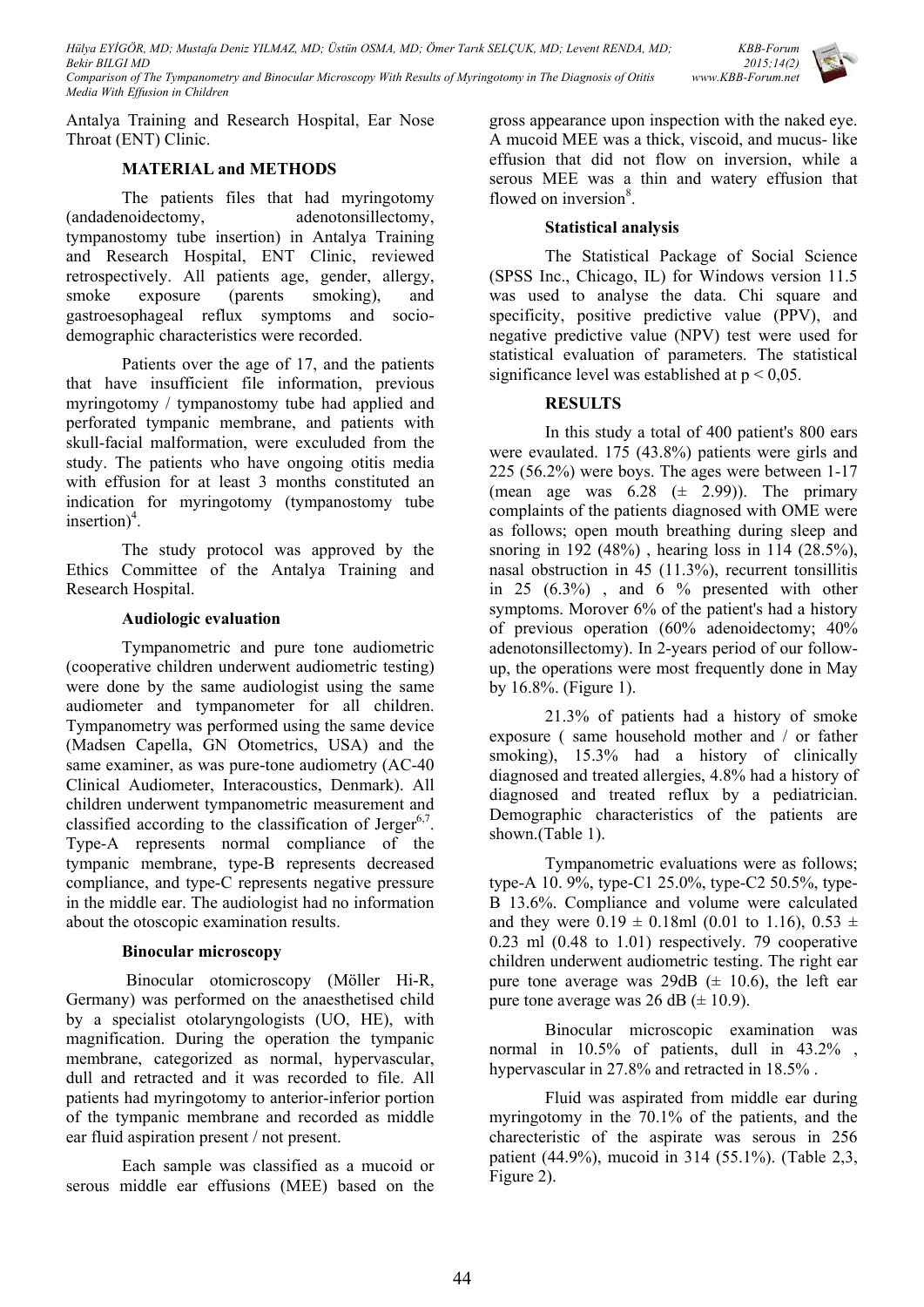Antalya Training and Research Hospital, Ear Nose Throat (ENT) Clinic.

## MATERIAL and METHODS

The patients files that had myringotomy (andadenoidectomy, adenotonsillectomy, tympanostomy tube insertion) in Antalya Training and Research Hospital, ENT Clinic, reviewed retrospectively. All patients age, gender, allergy, smoke exposure (parents smoking), and gastroesophageal reflux symptoms and socio-demographic characteristics were recorded.

Patients over the age of 17, and the patients that have insufficient file information, previous myringotomy / tympanostomy tube had applied and perforated tympanic membrane, and patients with skull-facial malformation, were exculuded from the study. The patients who have ongoing otitis media with effusion for at least 3 months constituted an indication for myringotomy (tympanostomy tube insertion)[4].

The study protocol was approved by the Ethics Committee of the Antalya Training and Research Hospital.

### Audiologic evaluation

Tympanometric and pure tone audiometric (cooperative children underwent audiometric testing) were done by the same audiologist using the same audiometer and tympanometer for all children. Tympanometry was performed using the same device (Madsen Capella, GN Otometrics, USA) and the same examiner, as was pure-tone audiometry (AC-40 Clinical Audiometer, Interacoustics, Denmark). All children underwent tympanometric measurement and classified according to the classification of Jerger[6,7]. Type-A represents normal compliance of the tympanic membrane, type-B represents decreased compliance, and type-C represents negative pressure in the middle ear. The audiologist had no information about the otoscopic examination results.

### Binocular microscopy

Binocular otomicroscopy (Möller Hi-R, Germany) was performed on the anaesthetised child by a specialist otolaryngologists (UO, HE), with magnification. During the operation the tympanic membrane, categorized as normal, hypervascular, dull and retracted and it was recorded to file. All patients had myringotomy to anterior-inferior portion of the tympanic membrane and recorded as middle ear fluid aspiration present / not present.

Each sample was classified as a mucoid or serous middle ear effusions (MEE) based on the gross appearance upon inspection with the naked eye. A mucoid MEE was a thick, viscoid, and mucus- like effusion that did not flow on inversion, while a serous MEE was a thin and watery effusion that flowed on inversion[8].

### Statistical analysis

The Statistical Package of Social Science (SPSS Inc., Chicago, IL) for Windows version 11.5 was used to analyse the data. Chi square and specificity, positive predictive value (PPV), and negative predictive value (NPV) test were used for statistical evaluation of parameters. The statistical significance level was established at $p < 0,05$.

## RESULTS

In this study a total of 400 patient's 800 ears were evaulated. 175 (43.8%) patients were girls and 225 (56.2%) were boys. The ages were between 1-17 (mean age was 6.28 (± 2.99)). The primary complaints of the patients diagnosed with OME were as follows; open mouth breathing during sleep and snoring in 192 (48%) , hearing loss in 114 (28.5%), nasal obstruction in 45 (11.3%), recurrent tonsillitis in 25 (6.3%) , and 6 % presented with other symptoms. Morover 6% of the patient's had a history of previous operation (60% adenoidectomy; 40% adenotonsillectomy). In 2-years period of our follow-up, the operations were most frequently done in May by 16.8%. (Figure 1).

21.3% of patients had a history of smoke exposure ( same household mother and / or father smoking), 15.3% had a history of clinically diagnosed and treated allergies, 4.8% had a history of diagnosed and treated reflux by a pediatrician. Demographic characteristics of the patients are shown.(Table 1).

Tympanometric evaluations were as follows; type-A 10. 9%, type-C1 25.0%, type-C2 50.5%, type-B 13.6%. Compliance and volume were calculated and they were 0.19 ± 0.18ml (0.01 to 1.16), 0.53 ± 0.23 ml (0.48 to 1.01) respectively. 79 cooperative children underwent audiometric testing. The right ear pure tone average was 29dB (± 10.6), the left ear pure tone average was 26 dB (± 10.9).

Binocular microscopic examination was normal in 10.5% of patients, dull in 43.2% , hypervascular in 27.8% and retracted in 18.5% .

Fluid was aspirated from middle ear during myringotomy in the 70.1% of the patients, and the charecteristic of the aspirate was serous in 256 patient (44.9%), mucoid in 314 (55.1%). (Table 2,3, Figure 2).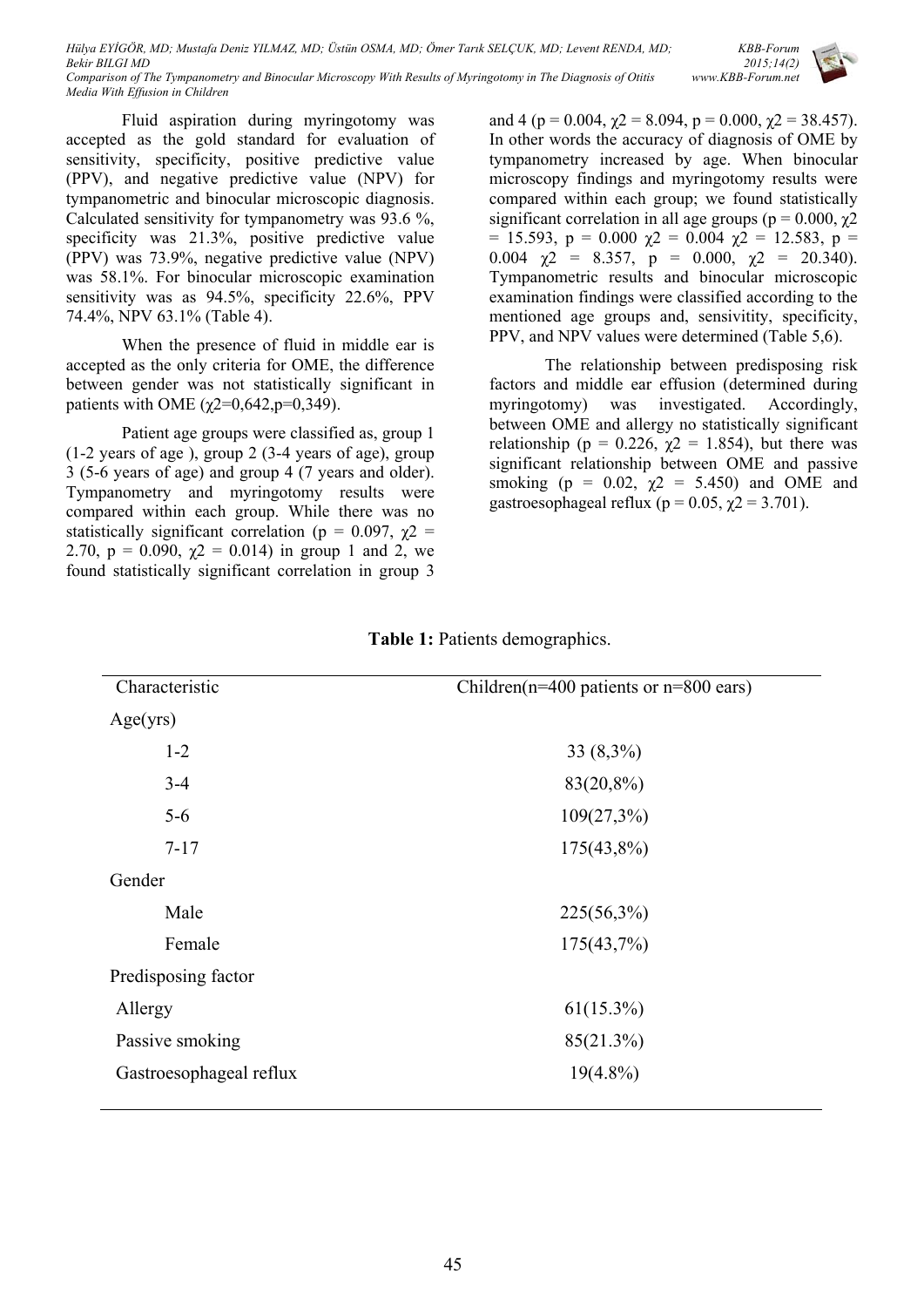Fluid aspiration during myringotomy was accepted as the gold standard for evaluation of sensitivity, specificity, positive predictive value (PPV), and negative predictive value (NPV) for tympanometric and binocular microscopic diagnosis. Calculated sensitivity for tympanometry was 93.6 %, specificity was 21.3%, positive predictive value (PPV) was 73.9%, negative predictive value (NPV) was 58.1%. For binocular microscopic examination sensitivity was as 94.5%, specificity 22.6%, PPV 74.4%, NPV 63.1% (Table 4).

When the presence of fluid in middle ear is accepted as the only criteria for OME, the difference between gender was not statistically significant in patients with OME ($\chi2$=0,642,p=0,349).

Patient age groups were classified as, group 1 (1-2 years of age ), group 2 (3-4 years of age), group 3 (5-6 years of age) and group 4 (7 years and older). Tympanometry and myringotomy results were compared within each group. While there was no statistically significant correlation (p = 0.097, $\chi2$ = 2.70, p = 0.090, $\chi2$ = 0.014) in group 1 and 2, we found statistically significant correlation in group 3 and 4 (p = 0.004, $\chi2$ = 8.094, p = 0.000, $\chi2$ = 38.457). In other words the accuracy of diagnosis of OME by tympanometry increased by age. When binocular microscopy findings and myringotomy results were compared within each group; we found statistically significant correlation in all age groups (p = 0.000, $\chi2$ = 15.593, p = 0.000 $\chi2$ = 0.004 $\chi2$ = 12.583, p = 0.004 $\chi2$ = 8.357, p = 0.000, $\chi2$ = 20.340). Tympanometric results and binocular microscopic examination findings were classified according to the mentioned age groups and, sensivitity, specificity, PPV, and NPV values were determined (Table 5,6).

The relationship between predisposing risk factors and middle ear effusion (determined during myringotomy) was investigated. Accordingly, between OME and allergy no statistically significant relationship (p = 0.226, $\chi2$ = 1.854), but there was significant relationship between OME and passive smoking (p = 0.02, $\chi2$ = 5.450) and OME and gastroesophageal reflux (p = 0.05, $\chi2$ = 3.701).

**Table 1:** Patients demographics.

| Characteristic | Children(n=400 patients or n=800 ears) |
|---|---|
| Age(yrs) | |
| 1-2 | 33 (8,3%) |
| 3-4 | 83(20,8%) |
| 5-6 | 109(27,3%) |
| 7-17 | 175(43,8%) |
| Gender | |
| Male | 225(56,3%) |
| Female | 175(43,7%) |
| Predisposing factor | |
| Allergy | 61(15.3%) |
| Passive smoking | 85(21.3%) |
| Gastroesophageal reflux | 19(4.8%) |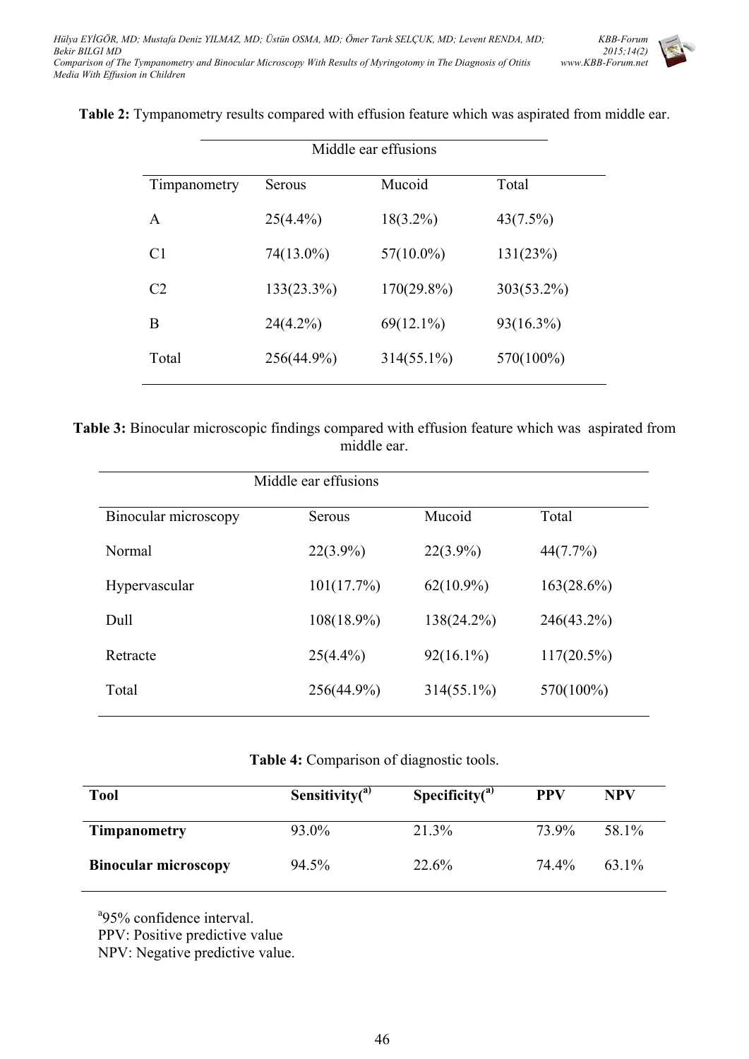**Table 2:** Tympanometry results compared with effusion feature which was aspirated from middle ear.

| | Middle ear effusions | | |
|---|---|---|---|
| Timpanometry | Serous | Mucoid | Total |
| A | 25(4.4%) | 18(3.2%) | 43(7.5%) |
| C1 | 74(13.0%) | 57(10.0%) | 131(23%) |
| C2 | 133(23.3%) | 170(29.8%) | 303(53.2%) |
| B | 24(4.2%) | 69(12.1%) | 93(16.3%) |
| Total | 256(44.9%) | 314(55.1%) | 570(100%) |

**Table 3:** Binocular microscopic findings compared with effusion feature which was aspirated from middle ear.

| | Middle ear effusions | | |
|---|---|---|---|
| Binocular microscopy | Serous | Mucoid | Total |
| Normal | 22(3.9%) | 22(3.9%) | 44(7.7%) |
| Hypervascular | 101(17.7%) | 62(10.9%) | 163(28.6%) |
| Dull | 108(18.9%) | 138(24.2%) | 246(43.2%) |
| Retracte | 25(4.4%) | 92(16.1%) | 117(20.5%) |
| Total | 256(44.9%) | 314(55.1%) | 570(100%) |

**Table 4:** Comparison of diagnostic tools.

| **Tool** | **Sensitivity([a])** | **Specificity([a])** | **PPV** | **NPV** |
|---|---|---|---|---|
| **Timpanometry** | 93.0% | 21.3% | 73.9% | 58.1% |
| **Binocular microscopy** | 94.5% | 22.6% | 74.4% | 63.1% |

[a]95% confidence interval.
PPV: Positive predictive value
NPV: Negative predictive value.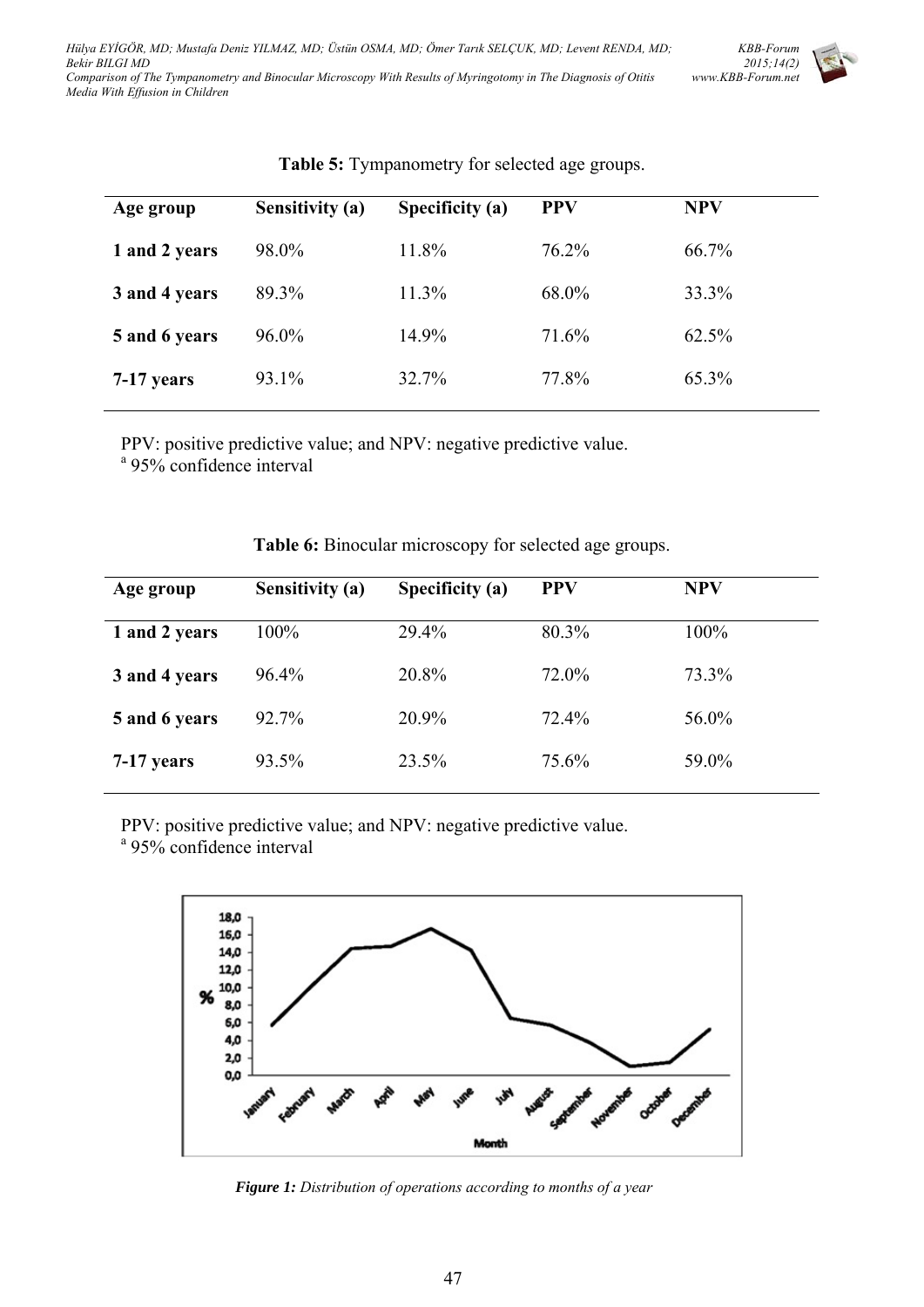**Table 5:** Tympanometry for selected age groups.

| Age group | Sensitivity (a) | Specificity (a) | PPV | NPV |
|---|---|---|---|---|
| **1 and 2 years** | 98.0% | 11.8% | 76.2% | 66.7% |
| **3 and 4 years** | 89.3% | 11.3% | 68.0% | 33.3% |
| **5 and 6 years** | 96.0% | 14.9% | 71.6% | 62.5% |
| **7-17 years** | 93.1% | 32.7% | 77.8% | 65.3% |

PPV: positive predictive value; and NPV: negative predictive value.
[a] 95% confidence interval

**Table 6:** Binocular microscopy for selected age groups.

| Age group | Sensitivity (a) | Specificity (a) | PPV | NPV |
|---|---|---|---|---|
| **1 and 2 years** | 100% | 29.4% | 80.3% | 100% |
| **3 and 4 years** | 96.4% | 20.8% | 72.0% | 73.3% |
| **5 and 6 years** | 92.7% | 20.9% | 72.4% | 56.0% |
| **7-17 years** | 93.5% | 23.5% | 75.6% | 59.0% |

PPV: positive predictive value; and NPV: negative predictive value.
[a] 95% confidence interval

*Figure 1: Distribution of operations according to months of a year*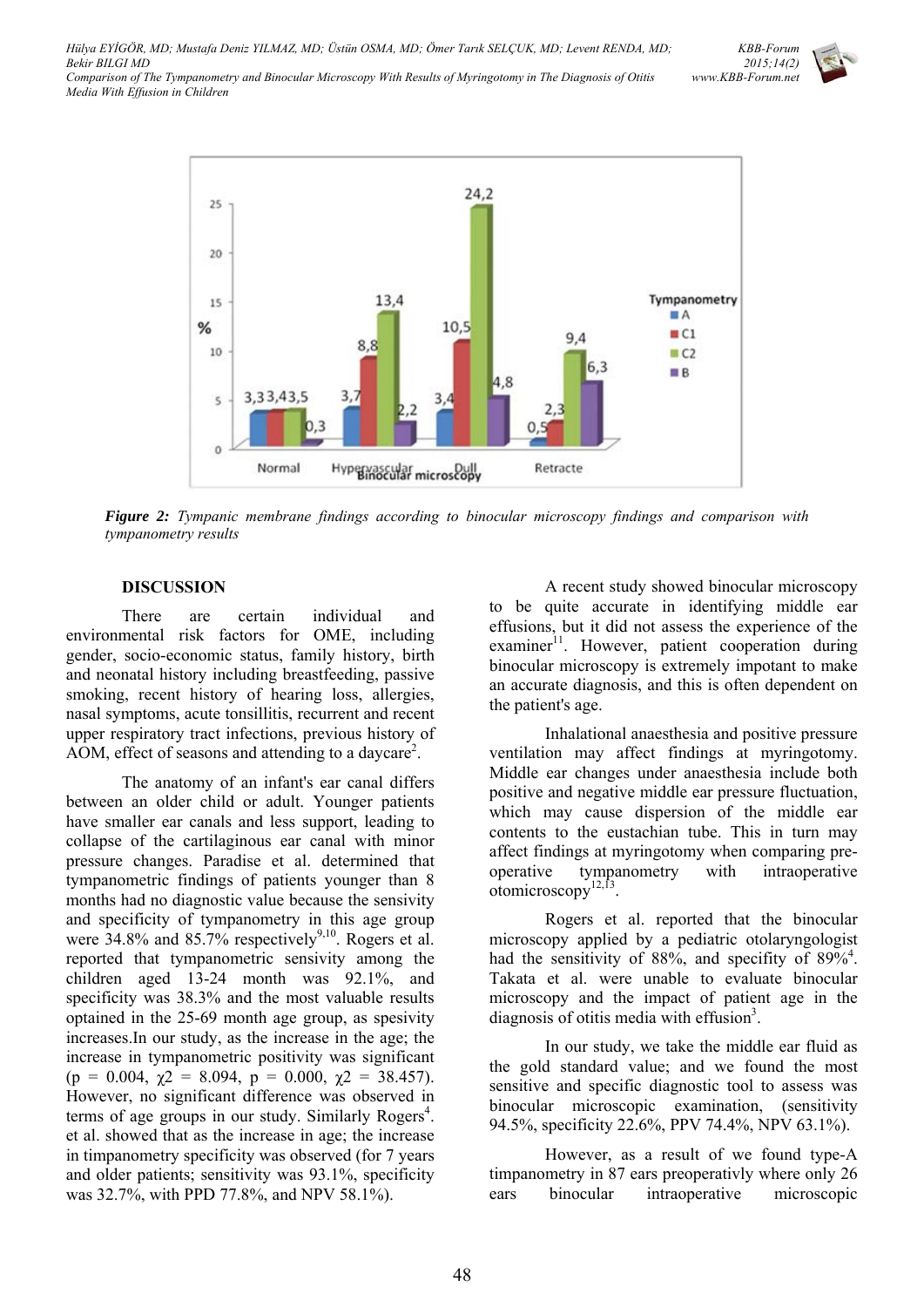**Figure 2:** *Tympanic membrane findings according to binocular microscopy findings and comparison with tympanometry results*

## DISCUSSION

There are certain individual and environmental risk factors for OME, including gender, socio-economic status, family history, birth and neonatal history including breastfeeding, passive smoking, recent history of hearing loss, allergies, nasal symptoms, acute tonsillitis, recurrent and recent upper respiratory tract infections, previous history of AOM, effect of seasons and attending to a daycare[2].

The anatomy of an infant's ear canal differs between an older child or adult. Younger patients have smaller ear canals and less support, leading to collapse of the cartilaginous ear canal with minor pressure changes. Paradise et al. determined that tympanometric findings of patients younger than 8 months had no diagnostic value because the sensivity and specificity of tympanometry in this age group were 34.8% and 85.7% respectively[9,10]. Rogers et al. reported that tympanometric sensitivity among the children aged 13-24 month was 92.1%, and specificity was 38.3% and the most valuable results optained in the 25-69 month age group, as spesivity increases.In our study, as the increase in the age; the increase in tympanometric positivity was significant ($p = 0.004$, $\chi 2 = 8.094$, $p = 0.000$, $\chi 2 = 38.457$). However, no significant difference was observed in terms of age groups in our study. Similarly Rogers[4]. et al. showed that as the increase in age; the increase in timpanometry specificity was observed (for 7 years and older patients; sensitivity was 93.1%, specificity was 32.7%, with PPD 77.8%, and NPV 58.1%).

A recent study showed binocular microscopy to be quite accurate in identifying middle ear effusions, but it did not assess the experience of the examiner[11]. However, patient cooperation during binocular microscopy is extremely impotant to make an accurate diagnosis, and this is often dependent on the patient's age.

Inhalational anaesthesia and positive pressure ventilation may affect findings at myringotomy. Middle ear changes under anaesthesia include both positive and negative middle ear pressure fluctuation, which may cause dispersion of the middle ear contents to the eustachian tube. This in turn may affect findings at myringotomy when comparing pre-operative tympanometry with intraoperative otomicroscopy[12,13].

Rogers et al. reported that the binocular microscopy applied by a pediatric otolaryngologist had the sensitivity of 88%, and specifity of 89%[4]. Takata et al. were unable to evaluate binocular microscopy and the impact of patient age in the diagnosis of otitis media with effusion[3].

In our study, we take the middle ear fluid as the gold standard value; and we found the most sensitive and specific diagnostic tool to assess was binocular microscopic examination, (sensitivity 94.5%, specificity 22.6%, PPV 74.4%, NPV 63.1%).

However, as a result of we found type-A timpanometry in 87 ears preoperativly where only 26 ears binocular intraoperative microscopic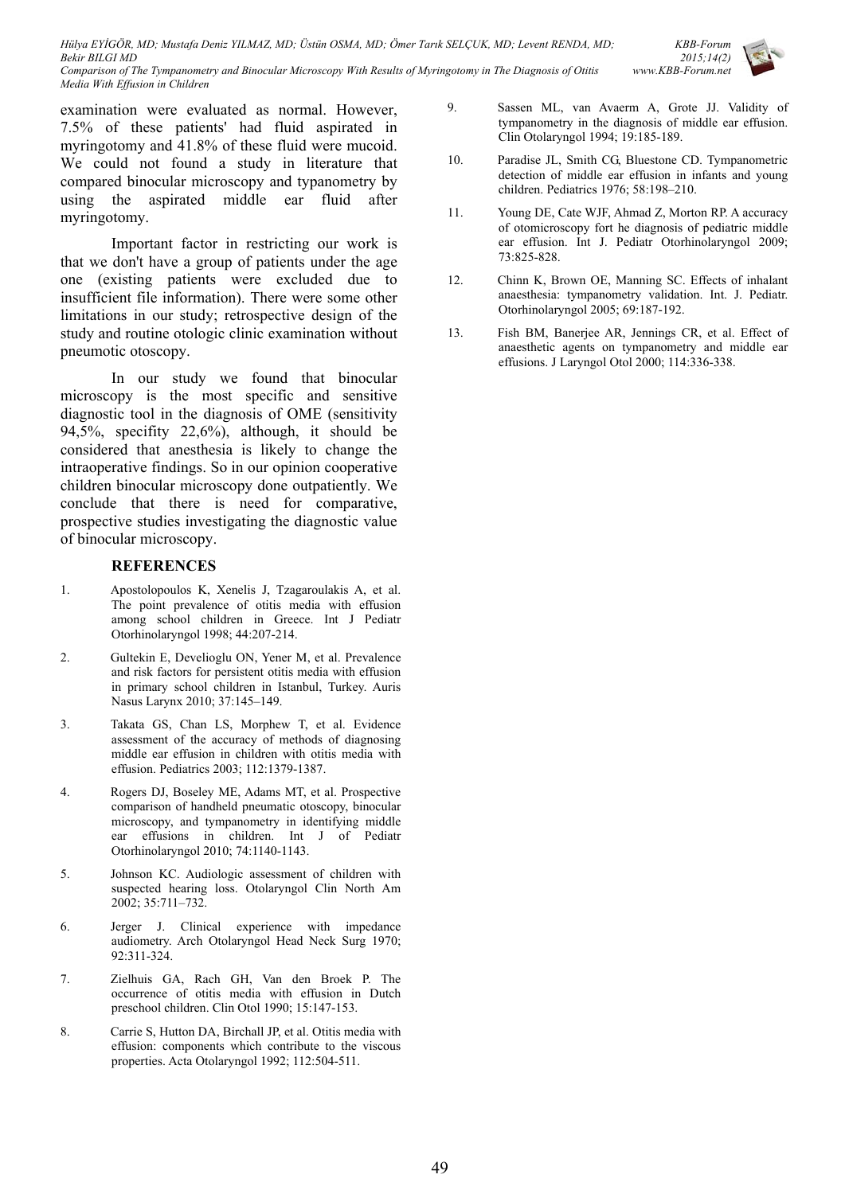examination were evaluated as normal. However, 7.5% of these patients' had fluid aspirated in myringotomy and 41.8% of these fluid were mucoid. We could not found a study in literature that compared binocular microscopy and typanometry by using the aspirated middle ear fluid after myringotomy.

Important factor in restricting our work is that we don't have a group of patients under the age one (existing patients were excluded due to insufficient file information). There were some other limitations in our study; retrospective design of the study and routine otologic clinic examination without pneumotic otoscopy.

In our study we found that binocular microscopy is the most specific and sensitive diagnostic tool in the diagnosis of OME (sensitivity 94,5%, specifity 22,6%), although, it should be considered that anesthesia is likely to change the intraoperative findings. So in our opinion cooperative children binocular microscopy done outpatiently. We conclude that there is need for comparative, prospective studies investigating the diagnostic value of binocular microscopy.

## REFERENCES

1. Apostolopoulos K, Xenelis J, Tzagaroulakis A, et al. The point prevalence of otitis media with effusion among school children in Greece. Int J Pediatr Otorhinolaryngol 1998; 44:207-214.
2. Gultekin E, Develioglu ON, Yener M, et al. Prevalence and risk factors for persistent otitis media with effusion in primary school children in Istanbul, Turkey. Auris Nasus Larynx 2010; 37:145–149.
3. Takata GS, Chan LS, Morphew T, et al. Evidence assessment of the accuracy of methods of diagnosing middle ear effusion in children with otitis media with effusion. Pediatrics 2003; 112:1379-1387.
4. Rogers DJ, Boseley ME, Adams MT, et al. Prospective comparison of handheld pneumatic otoscopy, binocular microscopy, and tympanometry in identifying middle ear effusions in children. Int J of Pediatr Otorhinolaryngol 2010; 74:1140-1143.
5. Johnson KC. Audiologic assessment of children with suspected hearing loss. Otolaryngol Clin North Am 2002; 35:711–732.
6. Jerger J. Clinical experience with impedance audiometry. Arch Otolaryngol Head Neck Surg 1970; 92:311-324.
7. Zielhuis GA, Rach GH, Van den Broek P. The occurrence of otitis media with effusion in Dutch preschool children. Clin Otol 1990; 15:147-153.
8. Carrie S, Hutton DA, Birchall JP, et al. Otitis media with effusion: components which contribute to the viscous properties. Acta Otolaryngol 1992; 112:504-511.
9. Sassen ML, van Avaerm A, Grote JJ. Validity of tympanometry in the diagnosis of middle ear effusion. Clin Otolaryngol 1994; 19:185-189.
10. Paradise JL, Smith CG, Bluestone CD. Tympanometric detection of middle ear effusion in infants and young children. Pediatrics 1976; 58:198–210.
11. Young DE, Cate WJF, Ahmad Z, Morton RP. A accuracy of otomicroscopy fort he diagnosis of pediatric middle ear effusion. Int J. Pediatr Otorhinolaryngol 2009; 73:825-828.
12. Chinn K, Brown OE, Manning SC. Effects of inhalant anaesthesia: tympanometry validation. Int. J. Pediatr. Otorhinolaryngol 2005; 69:187-192.
13. Fish BM, Banerjee AR, Jennings CR, et al. Effect of anaesthetic agents on tympanometry and middle ear effusions. J Laryngol Otol 2000; 114:336-338.